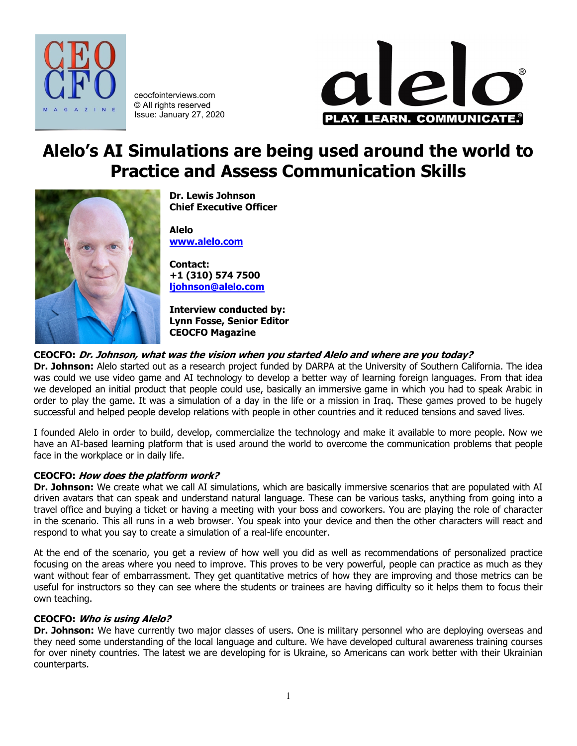ceocfointerviews.com
© All rights reserved
Issue: January 27, 2020

# Alelo's AI Simulations are being used around the world to Practice and Assess Communication Skills

**Dr. Lewis Johnson**
**Chief Executive Officer**

**Alelo**
**[www.alelo.com](http://www.alelo.com)**

**Contact:**
**+1 (310) 574 7500**
**[ljohnson@alelo.com](mailto:ljohnson@alelo.com)**

**Interview conducted by:**
**Lynn Fosse, Senior Editor**
**CEOCFO Magazine**

**CEOCFO: *Dr. Johnson, what was the vision when you started Alelo and where are you today?***
**Dr. Johnson:** Alelo started out as a research project funded by DARPA at the University of Southern California. The idea was could we use video game and AI technology to develop a better way of learning foreign languages. From that idea we developed an initial product that people could use, basically an immersive game in which you had to speak Arabic in order to play the game. It was a simulation of a day in the life or a mission in Iraq. These games proved to be hugely successful and helped people develop relations with people in other countries and it reduced tensions and saved lives.

I founded Alelo in order to build, develop, commercialize the technology and make it available to more people. Now we have an AI-based learning platform that is used around the world to overcome the communication problems that people face in the workplace or in daily life.

**CEOCFO: *How does the platform work?***
**Dr. Johnson:** We create what we call AI simulations, which are basically immersive scenarios that are populated with AI driven avatars that can speak and understand natural language. These can be various tasks, anything from going into a travel office and buying a ticket or having a meeting with your boss and coworkers. You are playing the role of character in the scenario. This all runs in a web browser. You speak into your device and then the other characters will react and respond to what you say to create a simulation of a real-life encounter.

At the end of the scenario, you get a review of how well you did as well as recommendations of personalized practice focusing on the areas where you need to improve. This proves to be very powerful, people can practice as much as they want without fear of embarrassment. They get quantitative metrics of how they are improving and those metrics can be useful for instructors so they can see where the students or trainees are having difficulty so it helps them to focus their own teaching.

**CEOCFO: *Who is using Alelo?***
**Dr. Johnson:** We have currently two major classes of users. One is military personnel who are deploying overseas and they need some understanding of the local language and culture. We have developed cultural awareness training courses for over ninety countries. The latest we are developing for is Ukraine, so Americans can work better with their Ukrainian counterparts.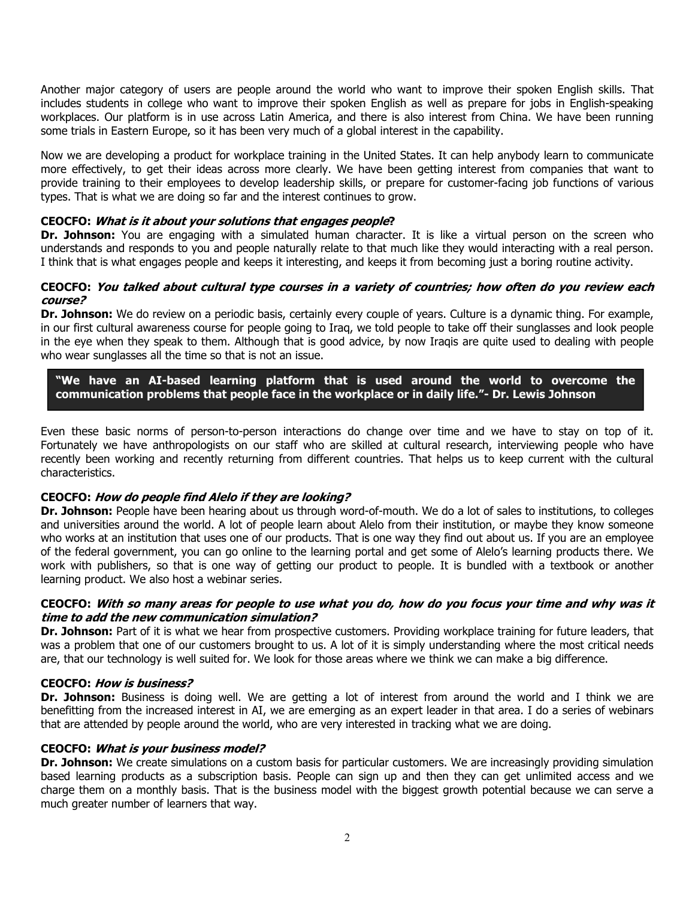Another major category of users are people around the world who want to improve their spoken English skills. That includes students in college who want to improve their spoken English as well as prepare for jobs in English-speaking workplaces. Our platform is in use across Latin America, and there is also interest from China. We have been running some trials in Eastern Europe, so it has been very much of a global interest in the capability.

Now we are developing a product for workplace training in the United States. It can help anybody learn to communicate more effectively, to get their ideas across more clearly. We have been getting interest from companies that want to provide training to their employees to develop leadership skills, or prepare for customer-facing job functions of various types. That is what we are doing so far and the interest continues to grow.

**CEOCFO:** ***What is it about your solutions that engages people?***
**Dr. Johnson:** You are engaging with a simulated human character. It is like a virtual person on the screen who understands and responds to you and people naturally relate to that much like they would interacting with a real person. I think that is what engages people and keeps it interesting, and keeps it from becoming just a boring routine activity.

**CEOCFO:** ***You talked about cultural type courses in a variety of countries; how often do you review each course?***
**Dr. Johnson:** We do review on a periodic basis, certainly every couple of years. Culture is a dynamic thing. For example, in our first cultural awareness course for people going to Iraq, we told people to take off their sunglasses and look people in the eye when they speak to them. Although that is good advice, by now Iraqis are quite used to dealing with people who wear sunglasses all the time so that is not an issue.

> **"We have an AI-based learning platform that is used around the world to overcome the communication problems that people face in the workplace or in daily life."- Dr. Lewis Johnson**

Even these basic norms of person-to-person interactions do change over time and we have to stay on top of it. Fortunately we have anthropologists on our staff who are skilled at cultural research, interviewing people who have recently been working and recently returning from different countries. That helps us to keep current with the cultural characteristics.

**CEOCFO:** ***How do people find Alelo if they are looking?***
**Dr. Johnson:** People have been hearing about us through word-of-mouth. We do a lot of sales to institutions, to colleges and universities around the world. A lot of people learn about Alelo from their institution, or maybe they know someone who works at an institution that uses one of our products. That is one way they find out about us. If you are an employee of the federal government, you can go online to the learning portal and get some of Alelo's learning products there. We work with publishers, so that is one way of getting our product to people. It is bundled with a textbook or another learning product. We also host a webinar series.

**CEOCFO:** ***With so many areas for people to use what you do, how do you focus your time and why was it time to add the new communication simulation?***
**Dr. Johnson:** Part of it is what we hear from prospective customers. Providing workplace training for future leaders, that was a problem that one of our customers brought to us. A lot of it is simply understanding where the most critical needs are, that our technology is well suited for. We look for those areas where we think we can make a big difference.

**CEOCFO:** ***How is business?***
**Dr. Johnson:** Business is doing well. We are getting a lot of interest from around the world and I think we are benefitting from the increased interest in AI, we are emerging as an expert leader in that area. I do a series of webinars that are attended by people around the world, who are very interested in tracking what we are doing.

**CEOCFO:** ***What is your business model?***
**Dr. Johnson:** We create simulations on a custom basis for particular customers. We are increasingly providing simulation based learning products as a subscription basis. People can sign up and then they can get unlimited access and we charge them on a monthly basis. That is the business model with the biggest growth potential because we can serve a much greater number of learners that way.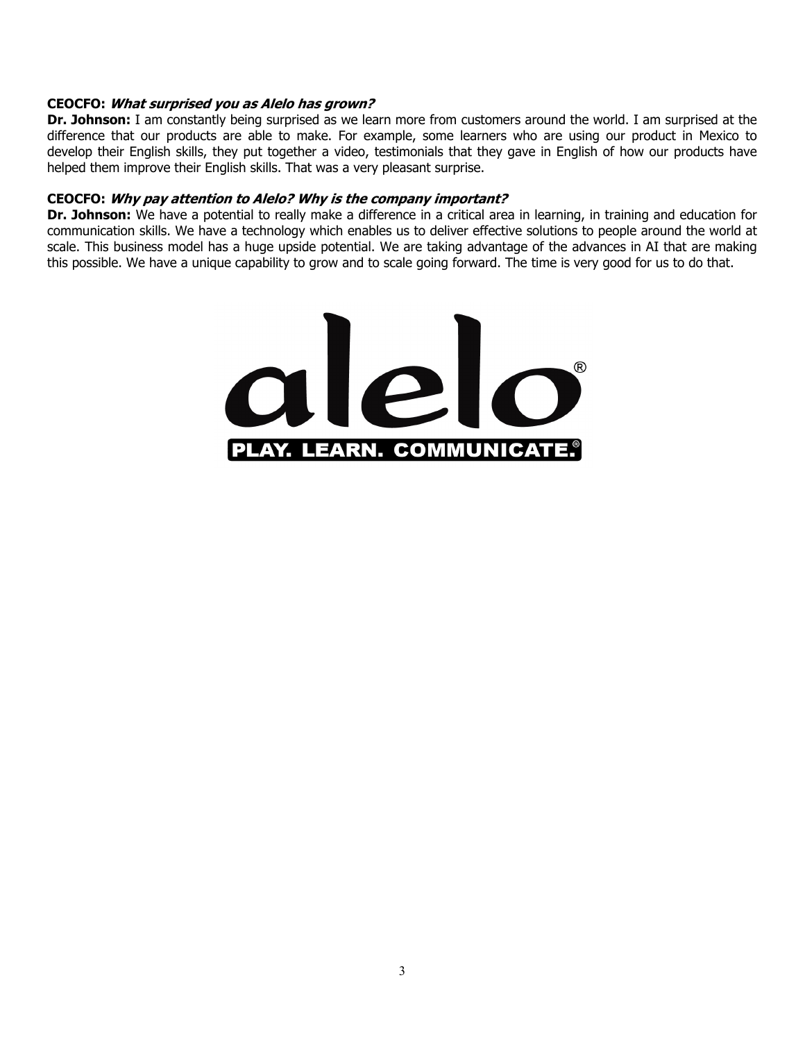**CEOCFO:** ***What surprised you as Alelo has grown?***

**Dr. Johnson:** I am constantly being surprised as we learn more from customers around the world. I am surprised at the difference that our products are able to make. For example, some learners who are using our product in Mexico to develop their English skills, they put together a video, testimonials that they gave in English of how our products have helped them improve their English skills. That was a very pleasant surprise.

**CEOCFO:** ***Why pay attention to Alelo? Why is the company important?***

**Dr. Johnson:** We have a potential to really make a difference in a critical area in learning, in training and education for communication skills. We have a technology which enables us to deliver effective solutions to people around the world at scale. This business model has a huge upside potential. We are taking advantage of the advances in AI that are making this possible. We have a unique capability to grow and to scale going forward. The time is very good for us to do that.

alelo®

PLAY. LEARN. COMMUNICATE.®